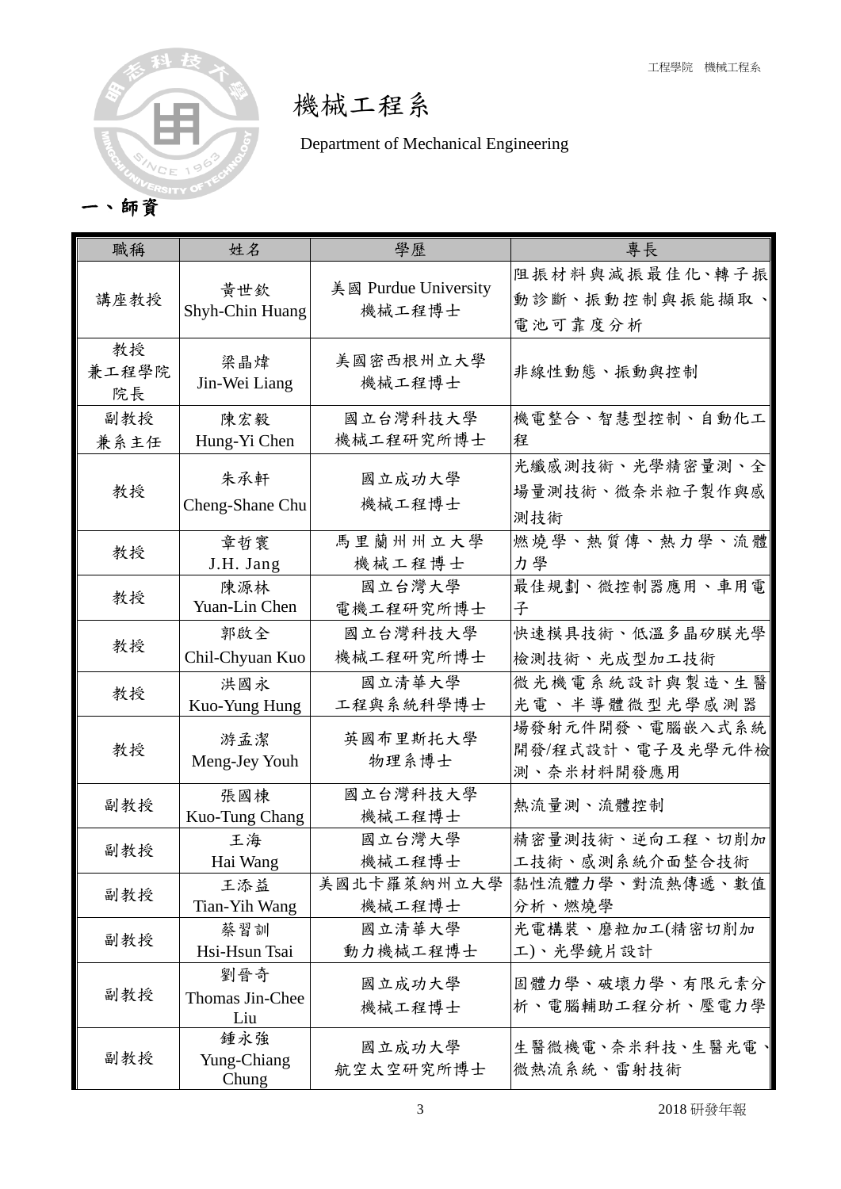# 機械工程系

Department of Mechanical Engineering

## 一、師資

| 職稱 | 姓名 | 學歷 | 專長 |
| --- | --- | --- | --- |
| 講座教授 | 黃世欽<br>Shyh-Chin Huang | 美國 Purdue University<br>機械工程博士 | 阻振材料與減振最佳化、轉子振動診斷、振動控制與振能擷取、電池可靠度分析 |
| 教授<br>兼工程學院院長 | 梁晶煒<br>Jin-Wei Liang | 美國密西根州立大學<br>機械工程博士 | 非線性動態、振動與控制 |
| 副教授<br>兼系主任 | 陳宏毅<br>Hung-Yi Chen | 國立台灣科技大學<br>機械工程研究所博士 | 機電整合、智慧型控制、自動化工程 |
| 教授 | 朱承軒<br>Cheng-Shane Chu | 國立成功大學<br>機械工程博士 | 光纖感測技術、光學精密量測、全場量測技術、微奈米粒子製作與感測技術 |
| 教授 | 章哲寰<br>J.H. Jang | 馬里蘭州州立大學<br>機械工程博士 | 燃燒學、熱質傳、熱力學、流體力學 |
| 教授 | 陳源林<br>Yuan-Lin Chen | 國立台灣大學<br>電機工程研究所博士 | 最佳規劃、微控制器應用、車用電子 |
| 教授 | 郭啟全<br>Chil-Chyuan Kuo | 國立台灣科技大學<br>機械工程研究所博士 | 快速模具技術、低溫多晶矽膜光學檢測技術、光成型加工技術 |
| 教授 | 洪國永<br>Kuo-Yung Hung | 國立清華大學<br>工程與系統科學博士 | 微光機電系統設計與製造、生醫光電、半導體微型光學感測器 |
| 教授 | 游孟潔<br>Meng-Jey Youh | 英國布里斯托大學<br>物理系博士 | 場發射元件開發、電腦嵌入式系統開發/程式設計、電子及光學元件檢測、奈米材料開發應用 |
| 副教授 | 張國棟<br>Kuo-Tung Chang | 國立台灣科技大學<br>機械工程博士 | 熱流量測、流體控制 |
| 副教授 | 王海<br>Hai Wang | 國立台灣大學<br>機械工程博士 | 精密量測技術、逆向工程、切削加工技術、感測系統介面整合技術 |
| 副教授 | 王添益<br>Tian-Yih Wang | 美國北卡羅萊納州立大學<br>機械工程博士 | 黏性流體力學、對流熱傳遞、數值分析、燃燒學 |
| 副教授 | 蔡習訓<br>Hsi-Hsun Tsai | 國立清華大學<br>動力機械工程博士 | 光電構裝、磨粒加工(精密切削加工)、光學鏡片設計 |
| 副教授 | 劉晉奇<br>Thomas Jin-Chee Liu | 國立成功大學<br>機械工程博士 | 固體力學、破壞力學、有限元素分析、電腦輔助工程分析、壓電力學 |
| 副教授 | 鍾永強<br>Yung-Chiang Chung | 國立成功大學<br>航空太空研究所博士 | 生醫微機電、奈米科技、生醫光電、微熱流系統、雷射技術 |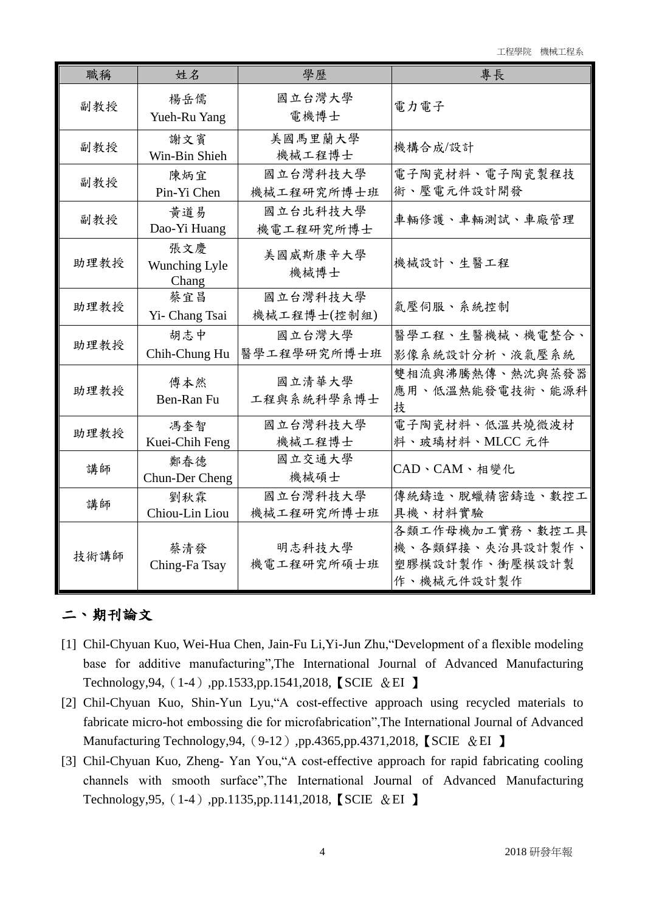| 職稱 | 姓名 | 學歷 | 專長 |
|---|---|---|---|
| 副教授 | 楊岳儒 Yueh-Ru Yang | 國立台灣大學 電機博士 | 電力電子 |
| 副教授 | 謝文賓 Win-Bin Shieh | 美國馬里蘭大學 機械工程博士 | 機構合成/設計 |
| 副教授 | 陳炳宜 Pin-Yi Chen | 國立台灣科技大學 機械工程研究所博士班 | 電子陶瓷材料、電子陶瓷製程技術、壓電元件設計開發 |
| 副教授 | 黃道易 Dao-Yi Huang | 國立台北科技大學 機電工程研究所博士 | 車輛修護、車輛測試、車廠管理 |
| 助理教授 | 張文慶 Wunching Lyle Chang | 美國威斯康辛大學 機械博士 | 機械設計、生醫工程 |
| 助理教授 | 蔡宜昌 Yi- Chang Tsai | 國立台灣科技大學 機械工程博士(控制組) | 氣壓伺服、系統控制 |
| 助理教授 | 胡志中 Chih-Chung Hu | 國立台灣大學 醫學工程學研究所博士班 | 醫學工程、生醫機械、機電整合、影像系統設計分析、液氣壓系統 |
| 助理教授 | 傅本然 Ben-Ran Fu | 國立清華大學 工程與系統科學系博士 | 雙相流與沸騰熱傳、熱沈與蒸發器應用、低溫熱能發電技術、能源科技 |
| 助理教授 | 馮奎智 Kuei-Chih Feng | 國立台灣科技大學 機械工程博士 | 電子陶瓷材料、低溫共燒微波材料、玻璃材料、MLCC 元件 |
| 講師 | 鄭春德 Chun-Der Cheng | 國立交通大學 機械碩士 | CAD、CAM、相變化 |
| 講師 | 劉秋霖 Chiou-Lin Liou | 國立台灣科技大學 機械工程研究所博士班 | 傳統鑄造、脫蠟精密鑄造、數控工具機、材料實驗 |
| 技術講師 | 蔡清發 Ching-Fa Tsay | 明志科技大學 機電工程研究所碩士班 | 各類工作母機加工實務、數控工具機、各類銲接、夾治具設計製作、塑膠模設計製作、衝壓模設計製作、機械元件設計製作 |

## 二、期刊論文

[1] Chil-Chyuan Kuo, Wei-Hua Chen, Jain-Fu Li,Yi-Jun Zhu,"Development of a flexible modeling base for additive manufacturing",The International Journal of Advanced Manufacturing Technology,94,（1-4）,pp.1533,pp.1541,2018,【SCIE ＆EI 】

[2] Chil-Chyuan Kuo, Shin-Yun Lyu,"A cost-effective approach using recycled materials to fabricate micro-hot embossing die for microfabrication",The International Journal of Advanced Manufacturing Technology,94,（9-12）,pp.4365,pp.4371,2018,【SCIE ＆EI 】

[3] Chil-Chyuan Kuo, Zheng- Yan You,"A cost-effective approach for rapid fabricating cooling channels with smooth surface",The International Journal of Advanced Manufacturing Technology,95,（1-4）,pp.1135,pp.1141,2018,【SCIE ＆EI 】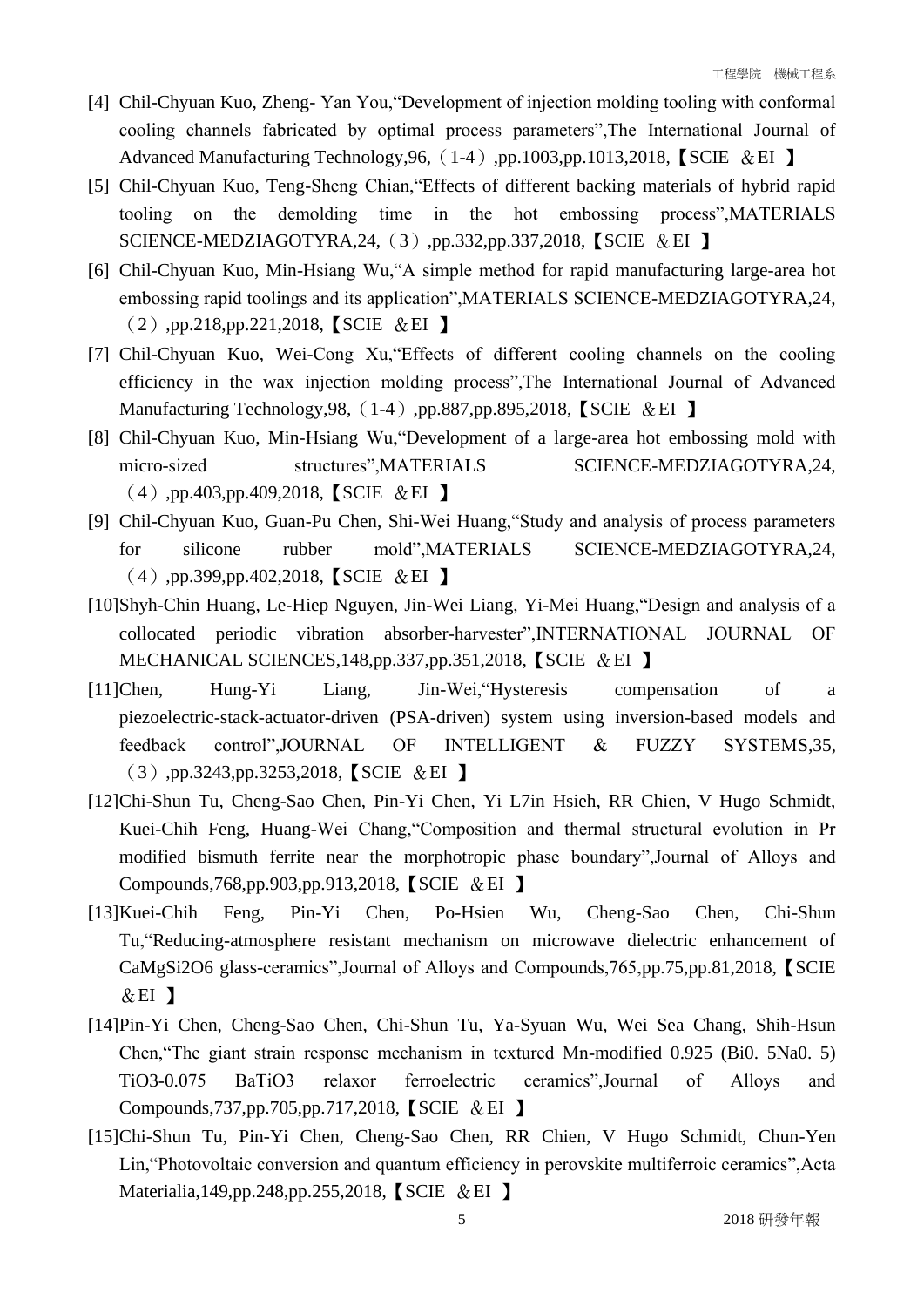[4] Chil-Chyuan Kuo, Zheng- Yan You,"Development of injection molding tooling with conformal cooling channels fabricated by optimal process parameters",The International Journal of Advanced Manufacturing Technology,96,（1-4）,pp.1003,pp.1013,2018,【SCIE ＆EI 】

[5] Chil-Chyuan Kuo, Teng-Sheng Chian,"Effects of different backing materials of hybrid rapid tooling on the demolding time in the hot embossing process",MATERIALS SCIENCE-MEDZIAGOTYRA,24,（3）,pp.332,pp.337,2018,【SCIE ＆EI 】

[6] Chil-Chyuan Kuo, Min-Hsiang Wu,"A simple method for rapid manufacturing large-area hot embossing rapid toolings and its application",MATERIALS SCIENCE-MEDZIAGOTYRA,24,（2）,pp.218,pp.221,2018,【SCIE ＆EI 】

[7] Chil-Chyuan Kuo, Wei-Cong Xu,"Effects of different cooling channels on the cooling efficiency in the wax injection molding process",The International Journal of Advanced Manufacturing Technology,98,（1-4）,pp.887,pp.895,2018,【SCIE ＆EI 】

[8] Chil-Chyuan Kuo, Min-Hsiang Wu,"Development of a large-area hot embossing mold with micro-sized structures",MATERIALS SCIENCE-MEDZIAGOTYRA,24,（4）,pp.403,pp.409,2018,【SCIE ＆EI 】

[9] Chil-Chyuan Kuo, Guan-Pu Chen, Shi-Wei Huang,"Study and analysis of process parameters for silicone rubber mold",MATERIALS SCIENCE-MEDZIAGOTYRA,24,（4）,pp.399,pp.402,2018,【SCIE ＆EI 】

[10]Shyh-Chin Huang, Le-Hiep Nguyen, Jin-Wei Liang, Yi-Mei Huang,"Design and analysis of a collocated periodic vibration absorber-harvester",INTERNATIONAL JOURNAL OF MECHANICAL SCIENCES,148,pp.337,pp.351,2018,【SCIE ＆EI 】

[11]Chen, Hung-Yi Liang, Jin-Wei,"Hysteresis compensation of a piezoelectric-stack-actuator-driven (PSA-driven) system using inversion-based models and feedback control",JOURNAL OF INTELLIGENT & FUZZY SYSTEMS,35,（3）,pp.3243,pp.3253,2018,【SCIE ＆EI 】

[12]Chi-Shun Tu, Cheng-Sao Chen, Pin-Yi Chen, Yi L7in Hsieh, RR Chien, V Hugo Schmidt, Kuei-Chih Feng, Huang-Wei Chang,"Composition and thermal structural evolution in Pr modified bismuth ferrite near the morphotropic phase boundary",Journal of Alloys and Compounds,768,pp.903,pp.913,2018,【SCIE ＆EI 】

[13]Kuei-Chih Feng, Pin-Yi Chen, Po-Hsien Wu, Cheng-Sao Chen, Chi-Shun Tu,"Reducing-atmosphere resistant mechanism on microwave dielectric enhancement of CaMgSi2O6 glass-ceramics",Journal of Alloys and Compounds,765,pp.75,pp.81,2018,【SCIE ＆EI 】

[14]Pin-Yi Chen, Cheng-Sao Chen, Chi-Shun Tu, Ya-Syuan Wu, Wei Sea Chang, Shih-Hsun Chen,"The giant strain response mechanism in textured Mn-modified 0.925 (Bi0. 5Na0. 5) TiO3-0.075 BaTiO3 relaxor ferroelectric ceramics",Journal of Alloys and Compounds,737,pp.705,pp.717,2018,【SCIE ＆EI 】

[15]Chi-Shun Tu, Pin-Yi Chen, Cheng-Sao Chen, RR Chien, V Hugo Schmidt, Chun-Yen Lin,"Photovoltaic conversion and quantum efficiency in perovskite multiferroic ceramics",Acta Materialia,149,pp.248,pp.255,2018,【SCIE ＆EI 】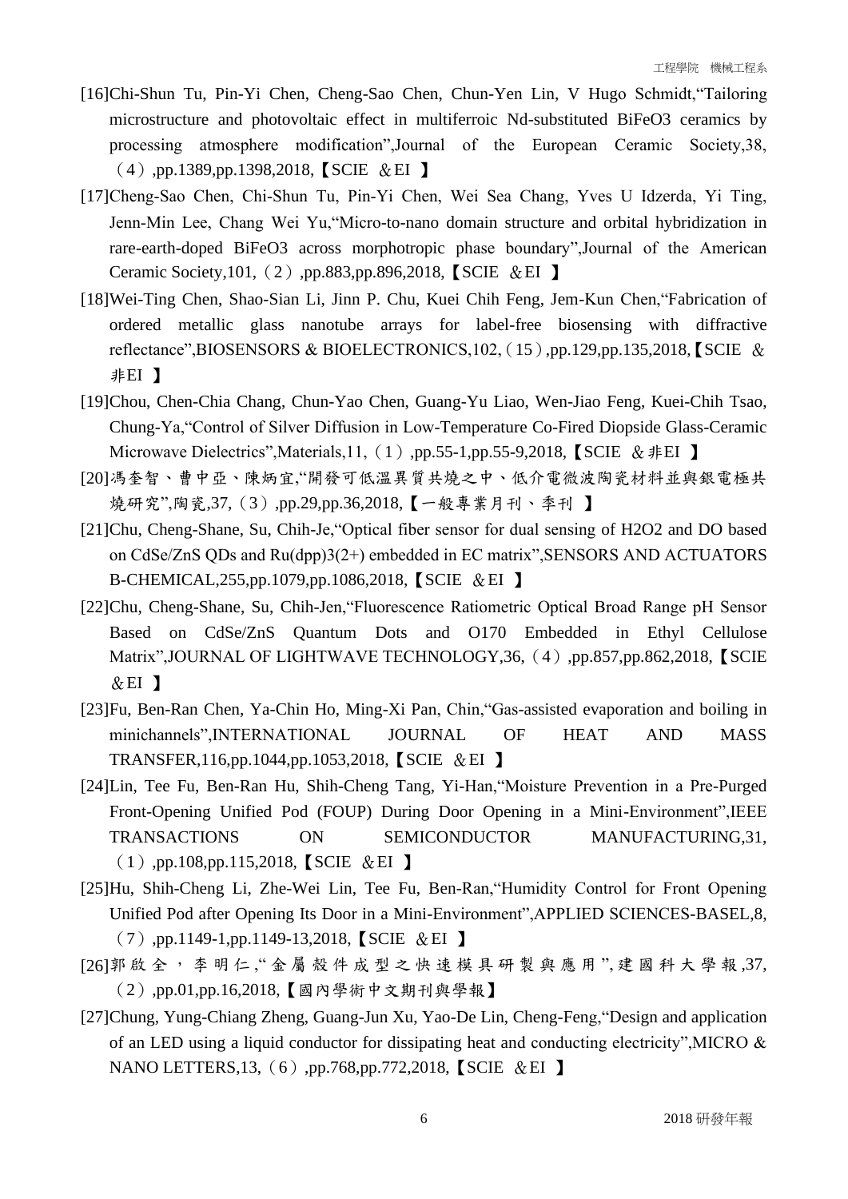[16]Chi-Shun Tu, Pin-Yi Chen, Cheng-Sao Chen, Chun-Yen Lin, V Hugo Schmidt,"Tailoring microstructure and photovoltaic effect in multiferroic Nd-substituted BiFeO3 ceramics by processing atmosphere modification",Journal of the European Ceramic Society,38,（4）,pp.1389,pp.1398,2018,【SCIE ＆EI 】

[17]Cheng-Sao Chen, Chi-Shun Tu, Pin-Yi Chen, Wei Sea Chang, Yves U Idzerda, Yi Ting, Jenn-Min Lee, Chang Wei Yu,"Micro-to-nano domain structure and orbital hybridization in rare-earth-doped BiFeO3 across morphotropic phase boundary",Journal of the American Ceramic Society,101,（2）,pp.883,pp.896,2018,【SCIE ＆EI 】

[18]Wei-Ting Chen, Shao-Sian Li, Jinn P. Chu, Kuei Chih Feng, Jem-Kun Chen,"Fabrication of ordered metallic glass nanotube arrays for label-free biosensing with diffractive reflectance",BIOSENSORS & BIOELECTRONICS,102,（15）,pp.129,pp.135,2018,【SCIE ＆非EI 】

[19]Chou, Chen-Chia Chang, Chun-Yao Chen, Guang-Yu Liao, Wen-Jiao Feng, Kuei-Chih Tsao, Chung-Ya,"Control of Silver Diffusion in Low-Temperature Co-Fired Diopside Glass-Ceramic Microwave Dielectrics",Materials,11,（1）,pp.55-1,pp.55-9,2018,【SCIE ＆非EI 】

[20]馮奎智、曹中亞、陳炳宜,"開發可低溫異質共燒之中、低介電微波陶瓷材料並與銀電極共燒研究",陶瓷,37,（3）,pp.29,pp.36,2018,【一般專業月刊、季刊 】

[21]Chu, Cheng-Shane, Su, Chih-Je,"Optical fiber sensor for dual sensing of H2O2 and DO based on CdSe/ZnS QDs and Ru(dpp)3(2+) embedded in EC matrix",SENSORS AND ACTUATORS B-CHEMICAL,255,pp.1079,pp.1086,2018,【SCIE ＆EI 】

[22]Chu, Cheng-Shane, Su, Chih-Jen,"Fluorescence Ratiometric Optical Broad Range pH Sensor Based on CdSe/ZnS Quantum Dots and O170 Embedded in Ethyl Cellulose Matrix",JOURNAL OF LIGHTWAVE TECHNOLOGY,36,（4）,pp.857,pp.862,2018,【SCIE ＆EI 】

[23]Fu, Ben-Ran Chen, Ya-Chin Ho, Ming-Xi Pan, Chin,"Gas-assisted evaporation and boiling in minichannels",INTERNATIONAL JOURNAL OF HEAT AND MASS TRANSFER,116,pp.1044,pp.1053,2018,【SCIE ＆EI 】

[24]Lin, Tee Fu, Ben-Ran Hu, Shih-Cheng Tang, Yi-Han,"Moisture Prevention in a Pre-Purged Front-Opening Unified Pod (FOUP) During Door Opening in a Mini-Environment",IEEE TRANSACTIONS ON SEMICONDUCTOR MANUFACTURING,31,（1）,pp.108,pp.115,2018,【SCIE ＆EI 】

[25]Hu, Shih-Cheng Li, Zhe-Wei Lin, Tee Fu, Ben-Ran,"Humidity Control for Front Opening Unified Pod after Opening Its Door in a Mini-Environment",APPLIED SCIENCES-BASEL,8,（7）,pp.1149-1,pp.1149-13,2018,【SCIE ＆EI 】

[26]郭啟全，李明仁,"金屬殼件成型之快速模具研製與應用",建國科大學報,37,（2）,pp.01,pp.16,2018,【國內學術中文期刊與學報】

[27]Chung, Yung-Chiang Zheng, Guang-Jun Xu, Yao-De Lin, Cheng-Feng,"Design and application of an LED using a liquid conductor for dissipating heat and conducting electricity",MICRO & NANO LETTERS,13,（6）,pp.768,pp.772,2018,【SCIE ＆EI 】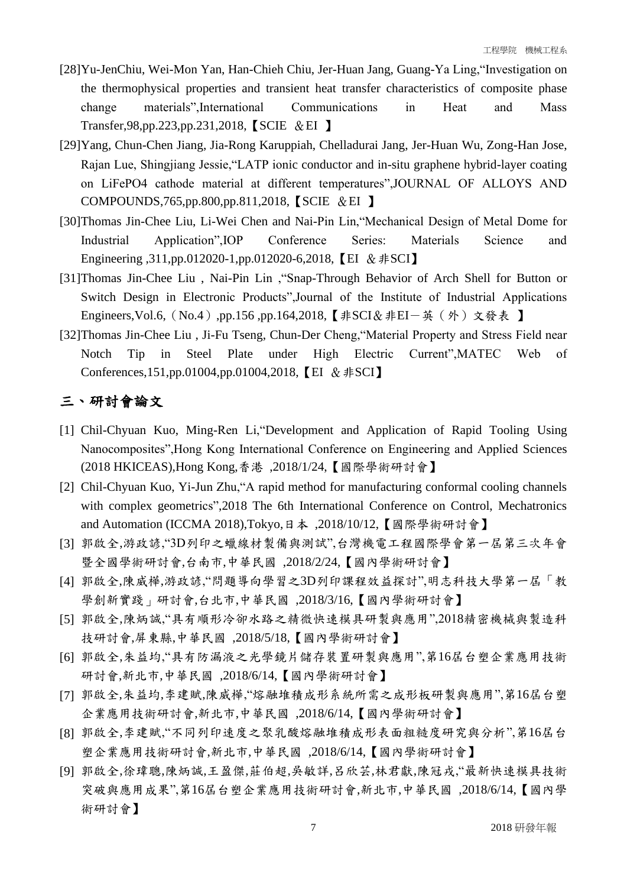[28]Yu-JenChiu, Wei-Mon Yan, Han-Chieh Chiu, Jer-Huan Jang, Guang-Ya Ling,"Investigation on the thermophysical properties and transient heat transfer characteristics of composite phase change materials",International Communications in Heat and Mass Transfer,98,pp.223,pp.231,2018,【SCIE ＆EI 】

[29]Yang, Chun-Chen Jiang, Jia-Rong Karuppiah, Chelladurai Jang, Jer-Huan Wu, Zong-Han Jose, Rajan Lue, Shingjiang Jessie,"LATP ionic conductor and in-situ graphene hybrid-layer coating on LiFePO4 cathode material at different temperatures",JOURNAL OF ALLOYS AND COMPOUNDS,765,pp.800,pp.811,2018,【SCIE ＆EI 】

[30]Thomas Jin-Chee Liu, Li-Wei Chen and Nai-Pin Lin,"Mechanical Design of Metal Dome for Industrial Application",IOP Conference Series: Materials Science and Engineering ,311,pp.012020-1,pp.012020-6,2018,【EI ＆非SCI】

[31]Thomas Jin-Chee Liu , Nai-Pin Lin ,"Snap-Through Behavior of Arch Shell for Button or Switch Design in Electronic Products",Journal of the Institute of Industrial Applications Engineers,Vol.6,（No.4）,pp.156 ,pp.164,2018,【非SCI＆非EI－英（外）文發表 】

[32]Thomas Jin-Chee Liu , Ji-Fu Tseng, Chun-Der Cheng,"Material Property and Stress Field near Notch Tip in Steel Plate under High Electric Current",MATEC Web of Conferences,151,pp.01004,pp.01004,2018,【EI ＆非SCI】

## 三、研討會論文

[1] Chil-Chyuan Kuo, Ming-Ren Li,"Development and Application of Rapid Tooling Using Nanocomposites",Hong Kong International Conference on Engineering and Applied Sciences (2018 HKICEAS),Hong Kong,香港 ,2018/1/24,【國際學術研討會】

[2] Chil-Chyuan Kuo, Yi-Jun Zhu,"A rapid method for manufacturing conformal cooling channels with complex geometrics",2018 The 6th International Conference on Control, Mechatronics and Automation (ICCMA 2018),Tokyo,日本 ,2018/10/12,【國際學術研討會】

[3] 郭啟全,游政諺,"3D列印之蠟線材製備與測試",台灣機電工程國際學會第一屆第三次年會暨全國學術研討會,台南市,中華民國 ,2018/2/24,【國內學術研討會】

[4] 郭啟全,陳威樺,游政諺,"問題導向學習之3D列印課程效益探討",明志科技大學第一屆「教學創新實踐」研討會,台北市,中華民國 ,2018/3/16,【國內學術研討會】

[5] 郭啟全,陳炳誠,"具有順形冷卻水路之精微快速模具研製與應用",2018精密機械與製造科技研討會,屏東縣,中華民國 ,2018/5/18,【國內學術研討會】

[6] 郭啟全,朱益均,"具有防漏液之光學鏡片儲存裝置研製與應用",第16屆台塑企業應用技術研討會,新北市,中華民國 ,2018/6/14,【國內學術研討會】

[7] 郭啟全,朱益均,李建賦,陳威樺,"熔融堆積成形系統所需之成形板研製與應用",第16屆台塑企業應用技術研討會,新北市,中華民國 ,2018/6/14,【國內學術研討會】

[8] 郭啟全,李建賦,"不同列印速度之聚乳酸熔融堆積成形表面粗糙度研究與分析",第16屆台塑企業應用技術研討會,新北市,中華民國 ,2018/6/14,【國內學術研討會】

[9] 郭啟全,徐瑋聰,陳炳誠,王盈傑,莊伯超,吳敏詳,呂欣芸,林君獻,陳冠戎,"最新快速模具技術突破與應用成果",第16屆台塑企業應用技術研討會,新北市,中華民國 ,2018/6/14,【國內學術研討會】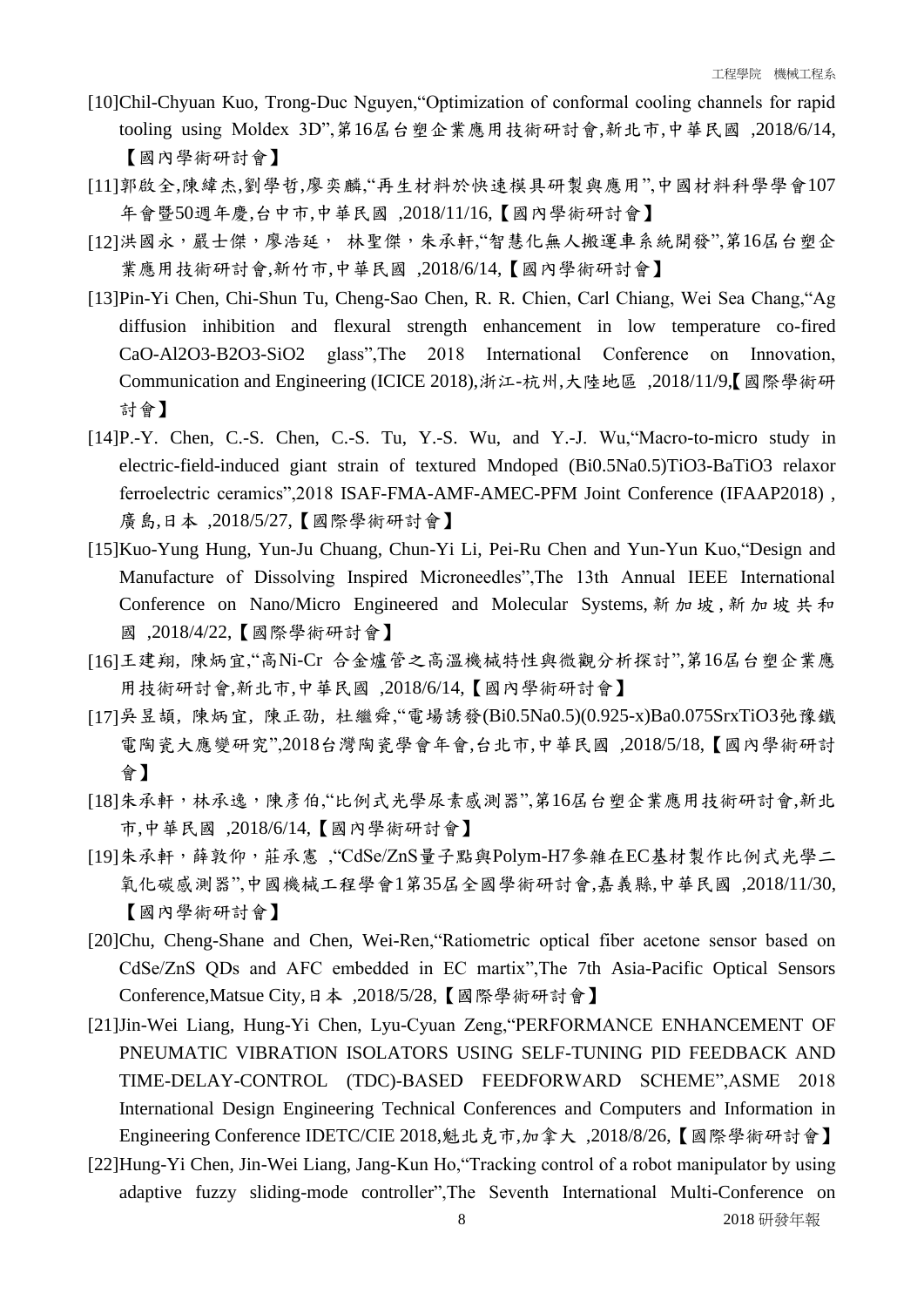[10]Chil-Chyuan Kuo, Trong-Duc Nguyen,"Optimization of conformal cooling channels for rapid tooling using Moldex 3D",第16屆台塑企業應用技術研討會,新北市,中華民國 ,2018/6/14,【國內學術研討會】

[11]郭啟全,陳緯杰,劉學哲,廖奕麟,"再生材料於快速模具研製與應用",中國材料科學學會107年會暨50週年慶,台中市,中華民國 ,2018/11/16,【國內學術研討會】

[12]洪國永，嚴士傑，廖浩廷， 林聖傑，朱承軒,"智慧化無人搬運車系統開發",第16屆台塑企業應用技術研討會,新竹市,中華民國 ,2018/6/14,【國內學術研討會】

[13]Pin-Yi Chen, Chi-Shun Tu, Cheng-Sao Chen, R. R. Chien, Carl Chiang, Wei Sea Chang,"Ag diffusion inhibition and flexural strength enhancement in low temperature co-fired CaO-Al2O3-B2O3-SiO2 glass",The 2018 International Conference on Innovation, Communication and Engineering (ICICE 2018),浙江-杭州,大陸地區 ,2018/11/9,【國際學術研討會】

[14]P.-Y. Chen, C.-S. Chen, C.-S. Tu, Y.-S. Wu, and Y.-J. Wu,"Macro-to-micro study in electric-field-induced giant strain of textured Mndoped (Bi0.5Na0.5)TiO3-BaTiO3 relaxor ferroelectric ceramics",2018 ISAF-FMA-AMF-AMEC-PFM Joint Conference (IFAAP2018) ,廣島,日本 ,2018/5/27,【國際學術研討會】

[15]Kuo-Yung Hung, Yun-Ju Chuang, Chun-Yi Li, Pei-Ru Chen and Yun-Yun Kuo,"Design and Manufacture of Dissolving Inspired Microneedles",The 13th Annual IEEE International Conference on Nano/Micro Engineered and Molecular Systems,新加坡,新加坡共和國 ,2018/4/22,【國際學術研討會】

[16]王建翔, 陳炳宜,"高Ni-Cr 合金爐管之高溫機械特性與微觀分析探討",第16屆台塑企業應用技術研討會,新北市,中華民國 ,2018/6/14,【國內學術研討會】

[17]吳昱頡, 陳炳宜, 陳正劭, 杜繼舜,"電場誘發(Bi0.5Na0.5)(0.925-x)Ba0.075SrxTiO3弛豫鐵電陶瓷大應變研究",2018台灣陶瓷學會年會,台北市,中華民國 ,2018/5/18,【國內學術研討會】

[18]朱承軒，林承逸，陳彥伯,"比例式光學尿素感測器",第16屆台塑企業應用技術研討會,新北市,中華民國 ,2018/6/14,【國內學術研討會】

[19]朱承軒，薛敦仰，莊承憲 ,"CdSe/ZnS量子點與Polym-H7參雜在EC基材製作比例式光學二氧化碳感測器",中國機械工程學會1第35屆全國學術研討會,嘉義縣,中華民國 ,2018/11/30,【國內學術研討會】

[20]Chu, Cheng-Shane and Chen, Wei-Ren,"Ratiometric optical fiber acetone sensor based on CdSe/ZnS QDs and AFC embedded in EC martix",The 7th Asia-Pacific Optical Sensors Conference,Matsue City,日本 ,2018/5/28,【國際學術研討會】

[21]Jin-Wei Liang, Hung-Yi Chen, Lyu-Cyuan Zeng,"PERFORMANCE ENHANCEMENT OF PNEUMATIC VIBRATION ISOLATORS USING SELF-TUNING PID FEEDBACK AND TIME-DELAY-CONTROL (TDC)-BASED FEEDFORWARD SCHEME",ASME 2018 International Design Engineering Technical Conferences and Computers and Information in Engineering Conference IDETC/CIE 2018,魁北克市,加拿大 ,2018/8/26,【國際學術研討會】

[22]Hung-Yi Chen, Jin-Wei Liang, Jang-Kun Ho,"Tracking control of a robot manipulator by using adaptive fuzzy sliding-mode controller",The Seventh International Multi-Conference on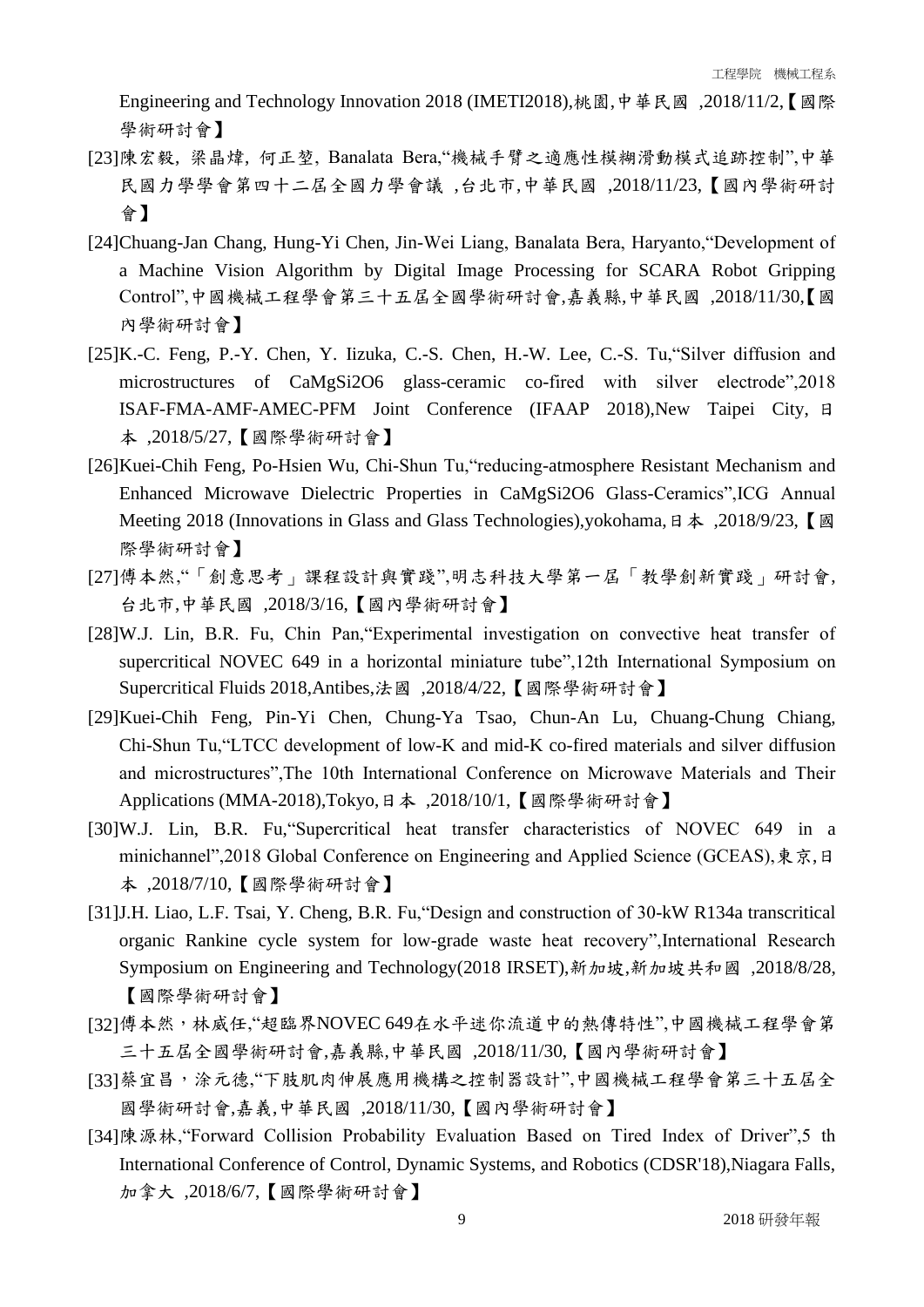Engineering and Technology Innovation 2018 (IMETI2018),桃園,中華民國 ,2018/11/2,【國際學術研討會】

[23]陳宏毅, 梁晶煒, 何正堃, Banalata Bera,“機械手臂之適應性模糊滑動模式追跡控制”,中華民國力學學會第四十二屆全國力學會議 ,台北市,中華民國 ,2018/11/23,【國內學術研討會】

[24]Chuang-Jan Chang, Hung-Yi Chen, Jin-Wei Liang, Banalata Bera, Haryanto,“Development of a Machine Vision Algorithm by Digital Image Processing for SCARA Robot Gripping Control”,中國機械工程學會第三十五屆全國學術研討會,嘉義縣,中華民國 ,2018/11/30,【國內學術研討會】

[25]K.-C. Feng, P.-Y. Chen, Y. Iizuka, C.-S. Chen, H.-W. Lee, C.-S. Tu,“Silver diffusion and microstructures of CaMgSi2O6 glass-ceramic co-fired with silver electrode”,2018 ISAF-FMA-AMF-AMEC-PFM Joint Conference (IFAAP 2018),New Taipei City, 日本 ,2018/5/27,【國際學術研討會】

[26]Kuei-Chih Feng, Po-Hsien Wu, Chi-Shun Tu,“reducing-atmosphere Resistant Mechanism and Enhanced Microwave Dielectric Properties in CaMgSi2O6 Glass-Ceramics”,ICG Annual Meeting 2018 (Innovations in Glass and Glass Technologies),yokohama,日本 ,2018/9/23,【國際學術研討會】

[27]傅本然,“「創意思考」課程設計與實踐”,明志科技大學第一屆「教學創新實踐」研討會,台北市,中華民國 ,2018/3/16,【國內學術研討會】

[28]W.J. Lin, B.R. Fu, Chin Pan,“Experimental investigation on convective heat transfer of supercritical NOVEC 649 in a horizontal miniature tube”,12th International Symposium on Supercritical Fluids 2018,Antibes,法國 ,2018/4/22,【國際學術研討會】

[29]Kuei-Chih Feng, Pin-Yi Chen, Chung-Ya Tsao, Chun-An Lu, Chuang-Chung Chiang, Chi-Shun Tu,“LTCC development of low-K and mid-K co-fired materials and silver diffusion and microstructures”,The 10th International Conference on Microwave Materials and Their Applications (MMA-2018),Tokyo,日本 ,2018/10/1,【國際學術研討會】

[30]W.J. Lin, B.R. Fu,“Supercritical heat transfer characteristics of NOVEC 649 in a minichannel”,2018 Global Conference on Engineering and Applied Science (GCEAS),東京,日本 ,2018/7/10,【國際學術研討會】

[31]J.H. Liao, L.F. Tsai, Y. Cheng, B.R. Fu,“Design and construction of 30-kW R134a transcritical organic Rankine cycle system for low-grade waste heat recovery”,International Research Symposium on Engineering and Technology(2018 IRSET),新加坡,新加坡共和國 ,2018/8/28,【國際學術研討會】

[32]傅本然，林威任,“超臨界NOVEC 649在水平迷你流道中的熱傳特性”,中國機械工程學會第三十五屆全國學術研討會,嘉義縣,中華民國 ,2018/11/30,【國內學術研討會】

[33]蔡宜昌，涂元德,“下肢肌肉伸展應用機構之控制器設計”,中國機械工程學會第三十五屆全國學術研討會,嘉義,中華民國 ,2018/11/30,【國內學術研討會】

[34]陳源林,“Forward Collision Probability Evaluation Based on Tired Index of Driver”,5 th International Conference of Control, Dynamic Systems, and Robotics (CDSR'18),Niagara Falls,加拿大 ,2018/6/7,【國際學術研討會】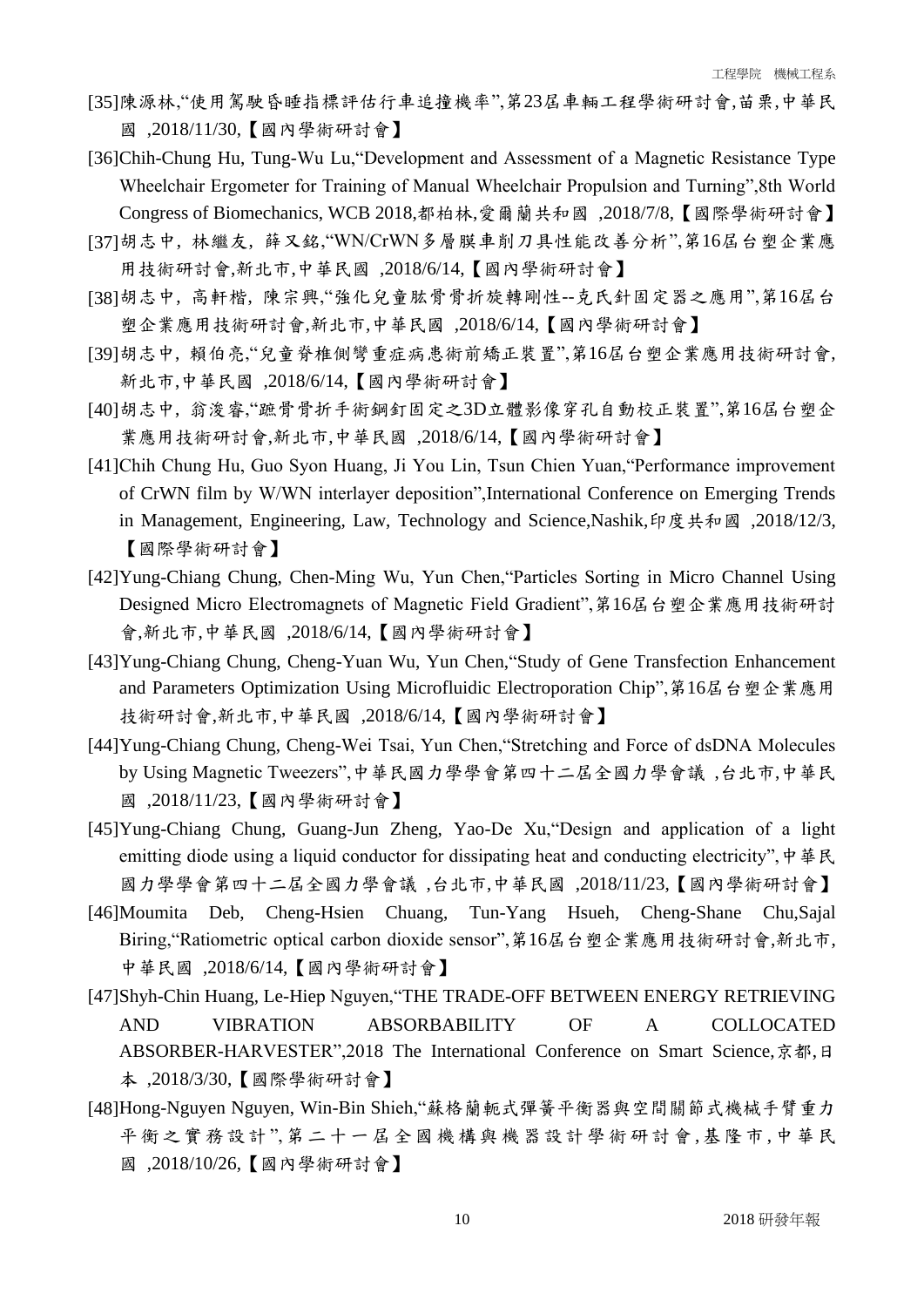[35]陳源林,“使用駕駛昏睡指標評估行車追撞機率”,第23屆車輛工程學術研討會,苗栗,中華民國 ,2018/11/30,【國內學術研討會】

[36]Chih-Chung Hu, Tung-Wu Lu,“Development and Assessment of a Magnetic Resistance Type Wheelchair Ergometer for Training of Manual Wheelchair Propulsion and Turning”,8th World Congress of Biomechanics, WCB 2018,都柏林,愛爾蘭共和國 ,2018/7/8,【國際學術研討會】

[37]胡志中, 林繼友, 薛又銘,“WN/CrWN多層膜車削刀具性能改善分析”,第16屆台塑企業應用技術研討會,新北市,中華民國 ,2018/6/14,【國內學術研討會】

[38]胡志中, 高軒楷, 陳宗興,“強化兒童肱骨骨折旋轉剛性--克氏針固定器之應用”,第16屆台塑企業應用技術研討會,新北市,中華民國 ,2018/6/14,【國內學術研討會】

[39]胡志中, 賴伯亮,“兒童脊椎側彎重症病患術前矯正裝置”,第16屆台塑企業應用技術研討會,新北市,中華民國 ,2018/6/14,【國內學術研討會】

[40]胡志中, 翁浚睿,“蹠骨骨折手術鋼釘固定之3D立體影像穿孔自動校正裝置”,第16屆台塑企業應用技術研討會,新北市,中華民國 ,2018/6/14,【國內學術研討會】

[41]Chih Chung Hu, Guo Syon Huang, Ji You Lin, Tsun Chien Yuan,“Performance improvement of CrWN film by W/WN interlayer deposition”,International Conference on Emerging Trends in Management, Engineering, Law, Technology and Science,Nashik,印度共和國 ,2018/12/3,【國際學術研討會】

[42]Yung-Chiang Chung, Chen-Ming Wu, Yun Chen,“Particles Sorting in Micro Channel Using Designed Micro Electromagnets of Magnetic Field Gradient”,第16屆台塑企業應用技術研討會,新北市,中華民國 ,2018/6/14,【國內學術研討會】

[43]Yung-Chiang Chung, Cheng-Yuan Wu, Yun Chen,“Study of Gene Transfection Enhancement and Parameters Optimization Using Microfluidic Electroporation Chip”,第16屆台塑企業應用技術研討會,新北市,中華民國 ,2018/6/14,【國內學術研討會】

[44]Yung-Chiang Chung, Cheng-Wei Tsai, Yun Chen,“Stretching and Force of dsDNA Molecules by Using Magnetic Tweezers”,中華民國力學學會第四十二屆全國力學會議 ,台北市,中華民國 ,2018/11/23,【國內學術研討會】

[45]Yung-Chiang Chung, Guang-Jun Zheng, Yao-De Xu,“Design and application of a light emitting diode using a liquid conductor for dissipating heat and conducting electricity”,中華民國力學學會第四十二屆全國力學會議 ,台北市,中華民國 ,2018/11/23,【國內學術研討會】

[46]Moumita Deb, Cheng-Hsien Chuang, Tun-Yang Hsueh, Cheng-Shane Chu,Sajal Biring,“Ratiometric optical carbon dioxide sensor”,第16屆台塑企業應用技術研討會,新北市,中華民國 ,2018/6/14,【國內學術研討會】

[47]Shyh-Chin Huang, Le-Hiep Nguyen,“THE TRADE-OFF BETWEEN ENERGY RETRIEVING AND VIBRATION ABSORBABILITY OF A COLLOCATED ABSORBER-HARVESTER”,2018 The International Conference on Smart Science,京都,日本 ,2018/3/30,【國際學術研討會】

[48]Hong-Nguyen Nguyen, Win-Bin Shieh,“蘇格蘭軛式彈簧平衡器與空間關節式機械手臂重力平衡之實務設計”,第二十一屆全國機構與機器設計學術研討會,基隆市,中華民國 ,2018/10/26,【國內學術研討會】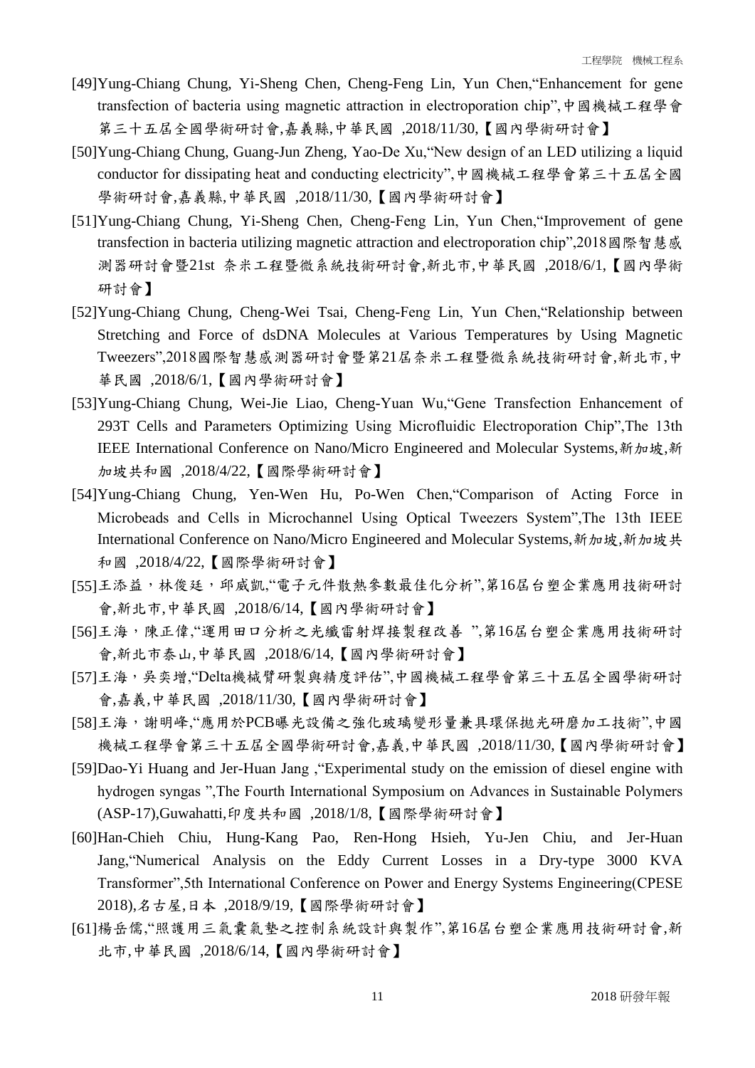[49]Yung-Chiang Chung, Yi-Sheng Chen, Cheng-Feng Lin, Yun Chen,"Enhancement for gene transfection of bacteria using magnetic attraction in electroporation chip",中國機械工程學會第三十五屆全國學術研討會,嘉義縣,中華民國 ,2018/11/30,【國內學術研討會】

[50]Yung-Chiang Chung, Guang-Jun Zheng, Yao-De Xu,"New design of an LED utilizing a liquid conductor for dissipating heat and conducting electricity",中國機械工程學會第三十五屆全國學術研討會,嘉義縣,中華民國 ,2018/11/30,【國內學術研討會】

[51]Yung-Chiang Chung, Yi-Sheng Chen, Cheng-Feng Lin, Yun Chen,"Improvement of gene transfection in bacteria utilizing magnetic attraction and electroporation chip",2018國際智慧感測器研討會暨21st 奈米工程暨微系統技術研討會,新北市,中華民國 ,2018/6/1,【國內學術研討會】

[52]Yung-Chiang Chung, Cheng-Wei Tsai, Cheng-Feng Lin, Yun Chen,"Relationship between Stretching and Force of dsDNA Molecules at Various Temperatures by Using Magnetic Tweezers",2018國際智慧感測器研討會暨第21屆奈米工程暨微系統技術研討會,新北市,中華民國 ,2018/6/1,【國內學術研討會】

[53]Yung-Chiang Chung, Wei-Jie Liao, Cheng-Yuan Wu,"Gene Transfection Enhancement of 293T Cells and Parameters Optimizing Using Microfluidic Electroporation Chip",The 13th IEEE International Conference on Nano/Micro Engineered and Molecular Systems,新加坡,新加坡共和國 ,2018/4/22,【國際學術研討會】

[54]Yung-Chiang Chung, Yen-Wen Hu, Po-Wen Chen,"Comparison of Acting Force in Microbeads and Cells in Microchannel Using Optical Tweezers System",The 13th IEEE International Conference on Nano/Micro Engineered and Molecular Systems,新加坡,新加坡共和國 ,2018/4/22,【國際學術研討會】

[55]王添益，林俊廷，邱威凱,"電子元件散熱參數最佳化分析",第16屆台塑企業應用技術研討會,新北市,中華民國 ,2018/6/14,【國內學術研討會】

[56]王海，陳正偉,"運用田口分析之光纖雷射焊接製程改善 ",第16屆台塑企業應用技術研討會,新北市泰山,中華民國 ,2018/6/14,【國內學術研討會】

[57]王海，吳奕增,"Delta機械臂研製與精度評估",中國機械工程學會第三十五屆全國學術研討會,嘉義,中華民國 ,2018/11/30,【國內學術研討會】

[58]王海，謝明峰,"應用於PCB曝光設備之強化玻璃變形量兼具環保拋光研磨加工技術",中國機械工程學會第三十五屆全國學術研討會,嘉義,中華民國 ,2018/11/30,【國內學術研討會】

[59]Dao-Yi Huang and Jer-Huan Jang ,"Experimental study on the emission of diesel engine with hydrogen syngas ",The Fourth International Symposium on Advances in Sustainable Polymers (ASP-17),Guwahatti,印度共和國 ,2018/1/8,【國際學術研討會】

[60]Han-Chieh Chiu, Hung-Kang Pao, Ren-Hong Hsieh, Yu-Jen Chiu, and Jer-Huan Jang,"Numerical Analysis on the Eddy Current Losses in a Dry-type 3000 KVA Transformer",5th International Conference on Power and Energy Systems Engineering(CPESE 2018),名古屋,日本 ,2018/9/19,【國際學術研討會】

[61]楊岳儒,"照護用三氣囊氣墊之控制系統設計與製作",第16屆台塑企業應用技術研討會,新北市,中華民國 ,2018/6/14,【國內學術研討會】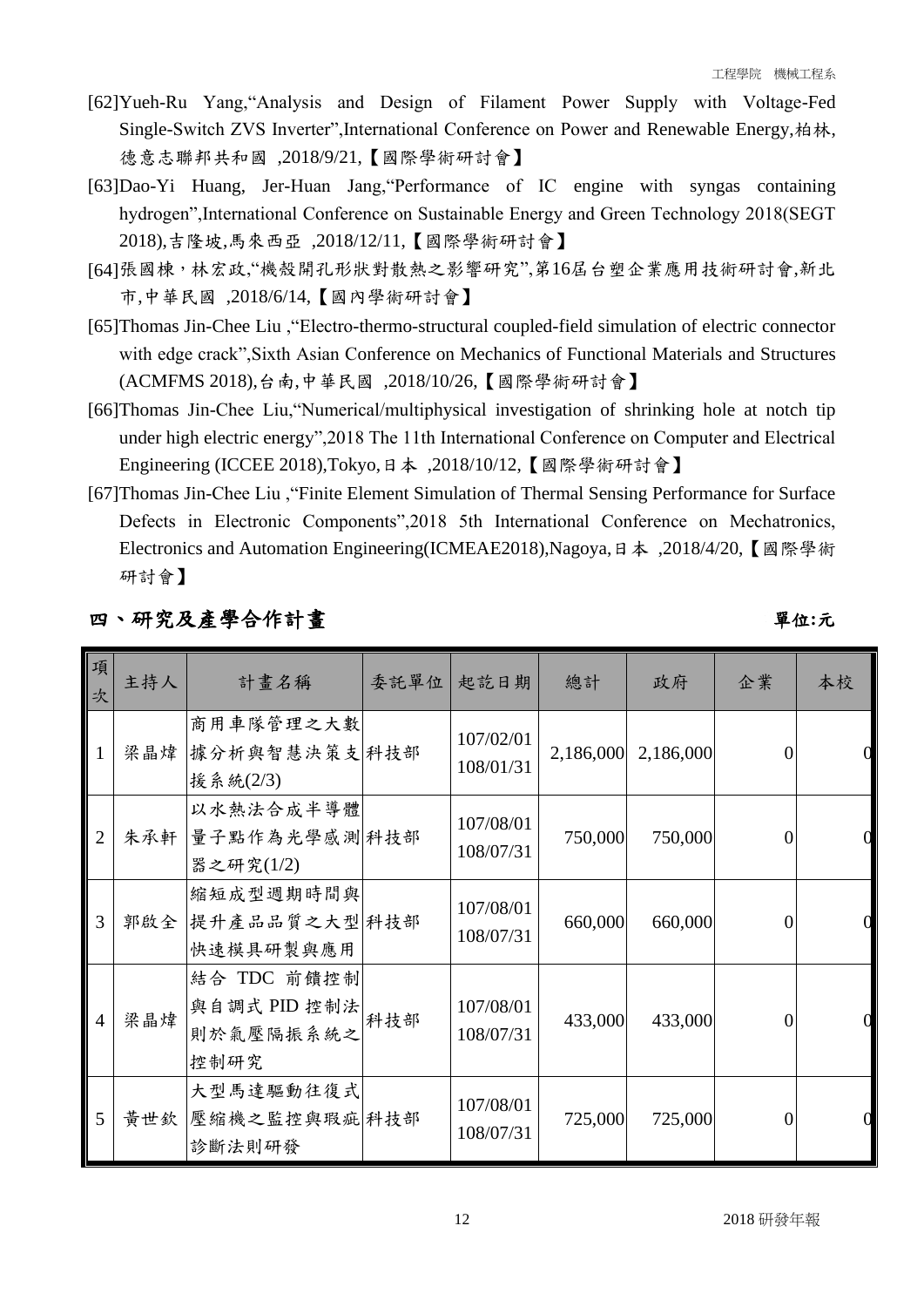[62]Yueh-Ru Yang,"Analysis and Design of Filament Power Supply with Voltage-Fed Single-Switch ZVS Inverter",International Conference on Power and Renewable Energy,柏林,德意志聯邦共和國 ,2018/9/21,【國際學術研討會】

[63]Dao-Yi Huang, Jer-Huan Jang,"Performance of IC engine with syngas containing hydrogen",International Conference on Sustainable Energy and Green Technology 2018(SEGT 2018),吉隆坡,馬來西亞 ,2018/12/11,【國際學術研討會】

[64]張國棟，林宏政,"機殼開孔形狀對散熱之影響研究",第16屆台塑企業應用技術研討會,新北市,中華民國 ,2018/6/14,【國內學術研討會】

[65]Thomas Jin-Chee Liu ,"Electro-thermo-structural coupled-field simulation of electric connector with edge crack",Sixth Asian Conference on Mechanics of Functional Materials and Structures (ACMFMS 2018),台南,中華民國 ,2018/10/26,【國際學術研討會】

[66]Thomas Jin-Chee Liu,"Numerical/multiphysical investigation of shrinking hole at notch tip under high electric energy",2018 The 11th International Conference on Computer and Electrical Engineering (ICCEE 2018),Tokyo,日本 ,2018/10/12,【國際學術研討會】

[67]Thomas Jin-Chee Liu ,"Finite Element Simulation of Thermal Sensing Performance for Surface Defects in Electronic Components",2018 5th International Conference on Mechatronics, Electronics and Automation Engineering(ICMEAE2018),Nagoya,日本 ,2018/4/20,【國際學術研討會】

## 四、研究及產學合作計畫

單位:元

| 項次 | 主持人 | 計畫名稱 | 委託單位 | 起訖日期 | 總計 | 政府 | 企業 | 本校 |
|---|---|---|---|---|---|---|---|---|
| 1 | 梁晶煒 | 商用車隊管理之大數據分析與智慧決策支援系統(2/3) | 科技部 | 107/02/01 108/01/31 | 2,186,000 | 2,186,000 | 0 | 0 |
| 2 | 朱承軒 | 以水熱法合成半導體量子點作為光學感測器之研究(1/2) | 科技部 | 107/08/01 108/07/31 | 750,000 | 750,000 | 0 | 0 |
| 3 | 郭啟全 | 縮短成型週期時間與提升產品品質之大型快速模具研製與應用 | 科技部 | 107/08/01 108/07/31 | 660,000 | 660,000 | 0 | 0 |
| 4 | 梁晶煒 | 結合 TDC 前饋控制與自調式 PID 控制法則於氣壓隔振系統之控制研究 | 科技部 | 107/08/01 108/07/31 | 433,000 | 433,000 | 0 | 0 |
| 5 | 黃世欽 | 大型馬達驅動往復式壓縮機之監控與瑕疵診斷法則研發 | 科技部 | 107/08/01 108/07/31 | 725,000 | 725,000 | 0 | 0 |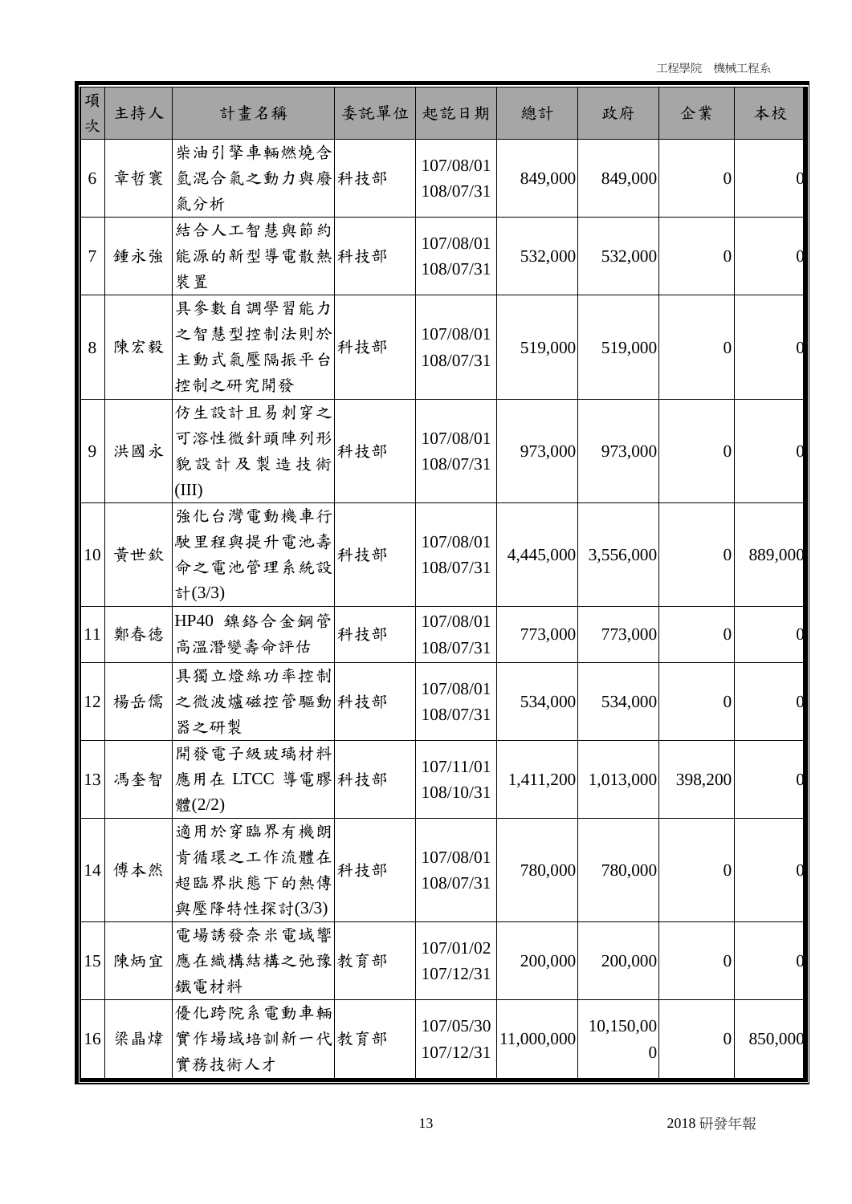| 項次 | 主持人 | 計畫名稱 | 委託單位 | 起訖日期 | 總計 | 政府 | 企業 | 本校 |
|---|---|---|---|---|---|---|---|---|
| 6 | 章哲寰 | 柴油引擎車輛燃燒含氫混合氣之動力與廢氣分析 | 科技部 | 107/08/01 108/07/31 | 849,000 | 849,000 | 0 | 0 |
| 7 | 鍾永強 | 結合人工智慧與節約能源的新型導電散熱裝置 | 科技部 | 107/08/01 108/07/31 | 532,000 | 532,000 | 0 | 0 |
| 8 | 陳宏毅 | 具參數自調學習能力之智慧型控制法則於主動式氣壓隔振平台控制之研究開發 | 科技部 | 107/08/01 108/07/31 | 519,000 | 519,000 | 0 | 0 |
| 9 | 洪國永 | 仿生設計且易刺穿之可溶性微針頭陣列形貌設計及製造技術(III) | 科技部 | 107/08/01 108/07/31 | 973,000 | 973,000 | 0 | 0 |
| 10 | 黃世欽 | 強化台灣電動機車行駛里程與提升電池壽命之電池管理系統設計(3/3) | 科技部 | 107/08/01 108/07/31 | 4,445,000 | 3,556,000 | 0 | 889,000 |
| 11 | 鄭春德 | HP40 鎳鉻合金鋼管高溫潛變壽命評估 | 科技部 | 107/08/01 108/07/31 | 773,000 | 773,000 | 0 | 0 |
| 12 | 楊岳儒 | 具獨立燈絲功率控制之微波爐磁控管驅動器之研製 | 科技部 | 107/08/01 108/07/31 | 534,000 | 534,000 | 0 | 0 |
| 13 | 馮奎智 | 開發電子級玻璃材料應用在 LTCC 導電膠體(2/2) | 科技部 | 107/11/01 108/10/31 | 1,411,200 | 1,013,000 | 398,200 | 0 |
| 14 | 傅本然 | 適用於穿臨界有機朗肯循環之工作流體在超臨界狀態下的熱傳與壓降特性探討(3/3) | 科技部 | 107/08/01 108/07/31 | 780,000 | 780,000 | 0 | 0 |
| 15 | 陳炳宜 | 電場誘發奈米電域響應在織構結構之弛豫鐵電材料 | 教育部 | 107/01/02 107/12/31 | 200,000 | 200,000 | 0 | 0 |
| 16 | 梁晶煒 | 優化跨院系電動車輛實作場域培訓新一代實務技術人才 | 教育部 | 107/05/30 107/12/31 | 11,000,000 | 10,150,000 | 0 | 850,000 |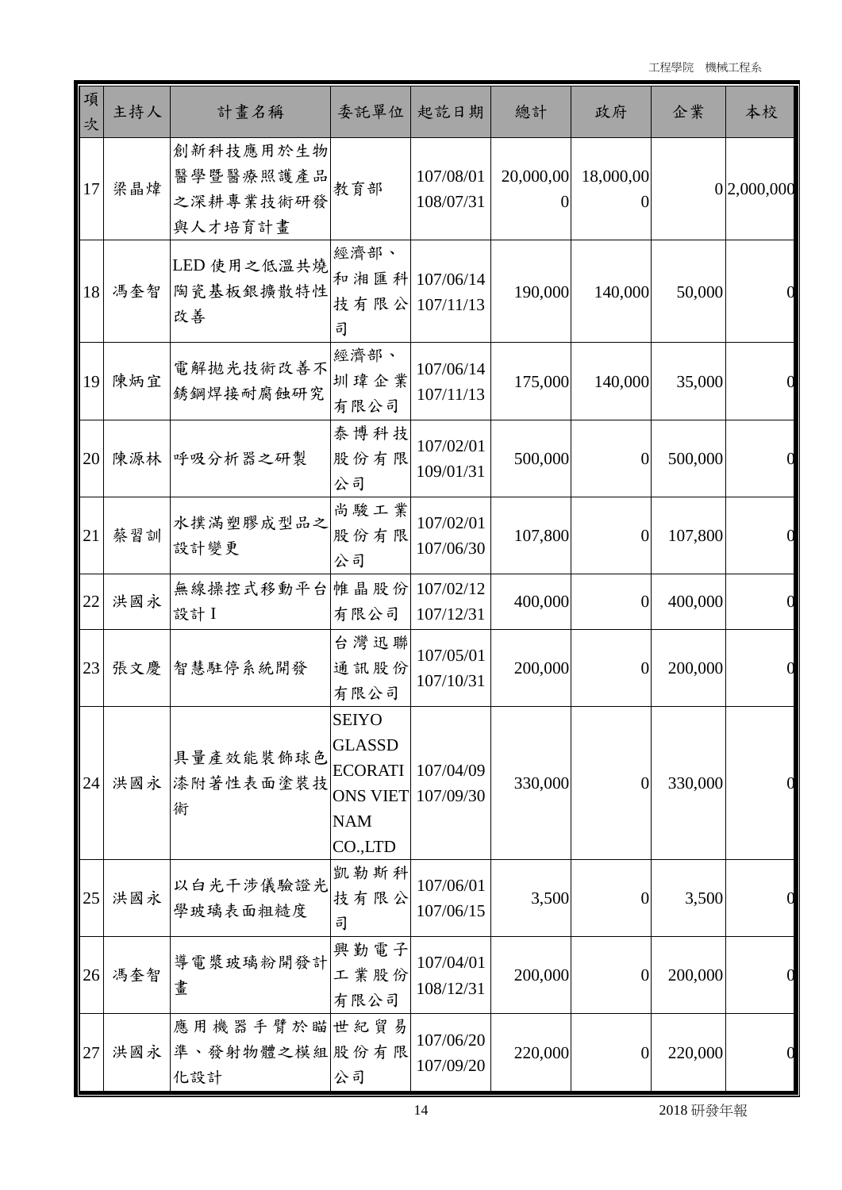| 項次 | 主持人 | 計畫名稱 | 委託單位 | 起訖日期 | 總計 | 政府 | 企業 | 本校 |
|---|---|---|---|---|---|---|---|---|
| 17 | 梁晶煒 | 創新科技應用於生物醫學暨醫療照護產品之深耕專業技術研發與人才培育計畫 | 教育部 | 107/08/01 108/07/31 | 20,000,000 | 18,000,000 | 0 | 2,000,000 |
| 18 | 馮奎智 | LED 使用之低溫共燒陶瓷基板銀擴散特性改善 | 經濟部、和湘匯科技有限公司 | 107/06/14 107/11/13 | 190,000 | 140,000 | 50,000 | 0 |
| 19 | 陳炳宜 | 電解拋光技術改善不銹鋼焊接耐腐蝕研究 | 經濟部、圳瑋企業有限公司 | 107/06/14 107/11/13 | 175,000 | 140,000 | 35,000 | 0 |
| 20 | 陳源林 | 呼吸分析器之研製 | 泰博科技股份有限公司 | 107/02/01 109/01/31 | 500,000 | 0 | 500,000 | 0 |
| 21 | 蔡習訓 | 水撲滿塑膠成型品之設計變更 | 尚駿工業股份有限公司 | 107/02/01 107/06/30 | 107,800 | 0 | 107,800 | 0 |
| 22 | 洪國永 | 無線操控式移動平台設計 I | 帷晶股份有限公司 | 107/02/12 107/12/31 | 400,000 | 0 | 400,000 | 0 |
| 23 | 張文慶 | 智慧駐停系統開發 | 台灣迅聯通訊股份有限公司 | 107/05/01 107/10/31 | 200,000 | 0 | 200,000 | 0 |
| 24 | 洪國永 | 具量產效能裝飾球色漆附著性表面塗裝技術 | SEIYO GLASSD ECORATIONS VIET NAM CO.,LTD | 107/04/09 107/09/30 | 330,000 | 0 | 330,000 | 0 |
| 25 | 洪國永 | 以白光干涉儀驗證光學玻璃表面粗糙度 | 凱勒斯科技有限公司 | 107/06/01 107/06/15 | 3,500 | 0 | 3,500 | 0 |
| 26 | 馮奎智 | 導電漿玻璃粉開發計畫 | 興勤電子工業股份有限公司 | 107/04/01 108/12/31 | 200,000 | 0 | 200,000 | 0 |
| 27 | 洪國永 | 應用機器手臂於瞄準、發射物體之模組化設計 | 世紀貿易股份有限公司 | 107/06/20 107/09/20 | 220,000 | 0 | 220,000 | 0 |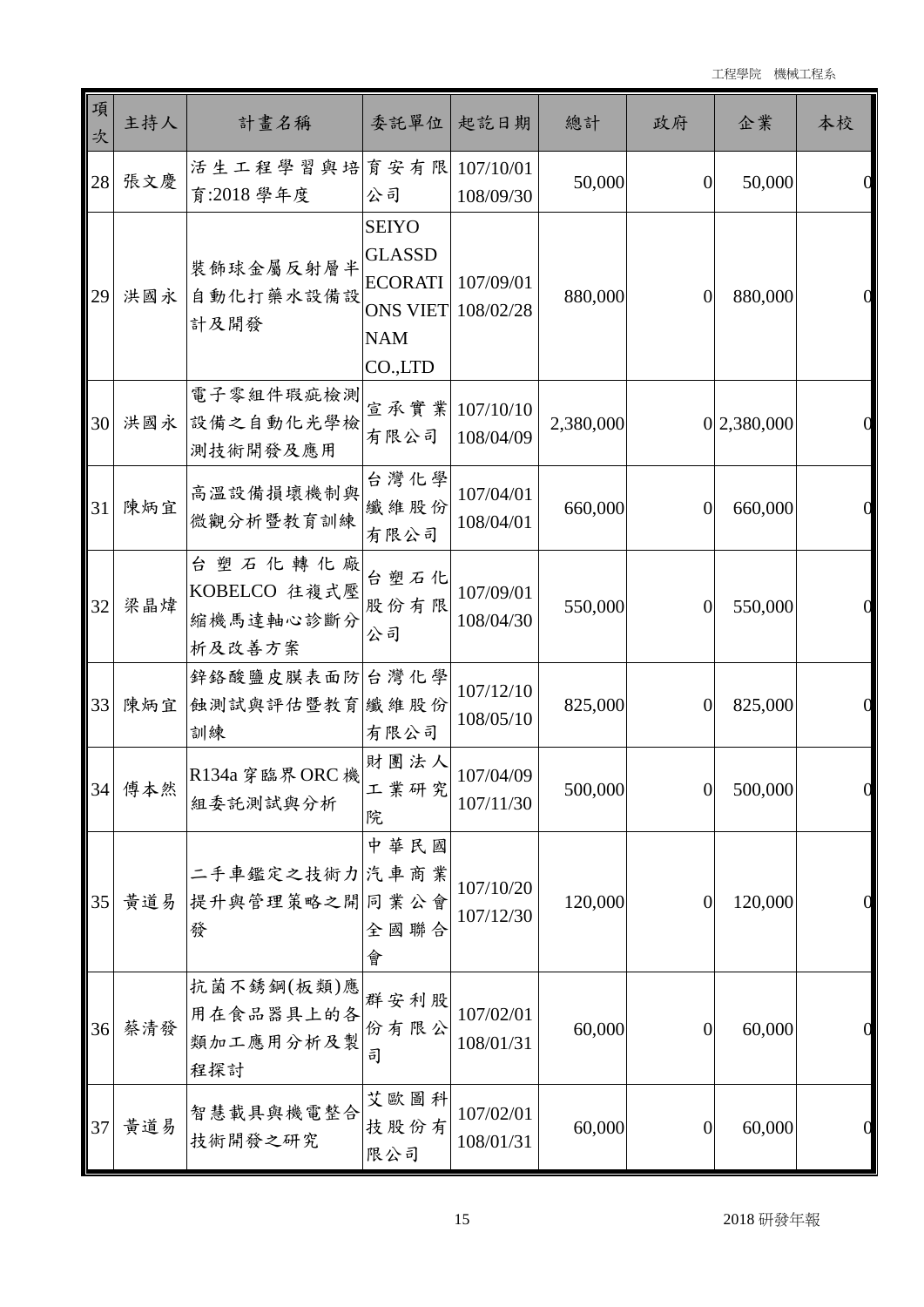| 項次 | 主持人 | 計畫名稱 | 委託單位 | 起訖日期 | 總計 | 政府 | 企業 | 本校 |
|---|---|---|---|---|---|---|---|---|
| 28 | 張文慶 | 活生工程學習與培育:2018學年度 | 育安有限公司 | 107/10/01 108/09/30 | 50,000 | 0 | 50,000 | 0 |
| 29 | 洪國永 | 裝飾球金屬反射層半自動化打藥水設備設計及開發 | SEIYO GLASSD ECORATIONS VIETNAM CO.,LTD | 107/09/01 108/02/28 | 880,000 | 0 | 880,000 | 0 |
| 30 | 洪國永 | 電子零組件瑕疵檢測設備之自動化光學檢測技術開發及應用 | 宣承實業有限公司 | 107/10/10 108/04/09 | 2,380,000 | 0 | 2,380,000 | 0 |
| 31 | 陳炳宜 | 高溫設備損壞機制與微觀分析暨教育訓練 | 台灣化學纖維股份有限公司 | 107/04/01 108/04/01 | 660,000 | 0 | 660,000 | 0 |
| 32 | 梁晶煒 | 台塑石化轉化廠KOBELCO往複式壓縮機馬達軸心診斷分析及改善方案 | 台塑石化股份有限公司 | 107/09/01 108/04/30 | 550,000 | 0 | 550,000 | 0 |
| 33 | 陳炳宜 | 鋅鉻酸鹽皮膜表面防蝕測試與評估暨教育訓練 | 台灣化學纖維股份有限公司 | 107/12/10 108/05/10 | 825,000 | 0 | 825,000 | 0 |
| 34 | 傅本然 | R134a穿臨界ORC機組委託測試與分析 | 財團法人工業研究院 | 107/04/09 107/11/30 | 500,000 | 0 | 500,000 | 0 |
| 35 | 黃道易 | 二手車鑑定之技術力提升與管理策略之開發 | 中華民國汽車商業同業公會全國聯合會 | 107/10/20 107/12/30 | 120,000 | 0 | 120,000 | 0 |
| 36 | 蔡清發 | 抗菌不銹鋼(板類)應用在食品器具上的各類加工應用分析及製程探討 | 群安利股份有限公司 | 107/02/01 108/01/31 | 60,000 | 0 | 60,000 | 0 |
| 37 | 黃道易 | 智慧載具與機電整合技術開發之研究 | 艾歐圖科技股份有限公司 | 107/02/01 108/01/31 | 60,000 | 0 | 60,000 | 0 |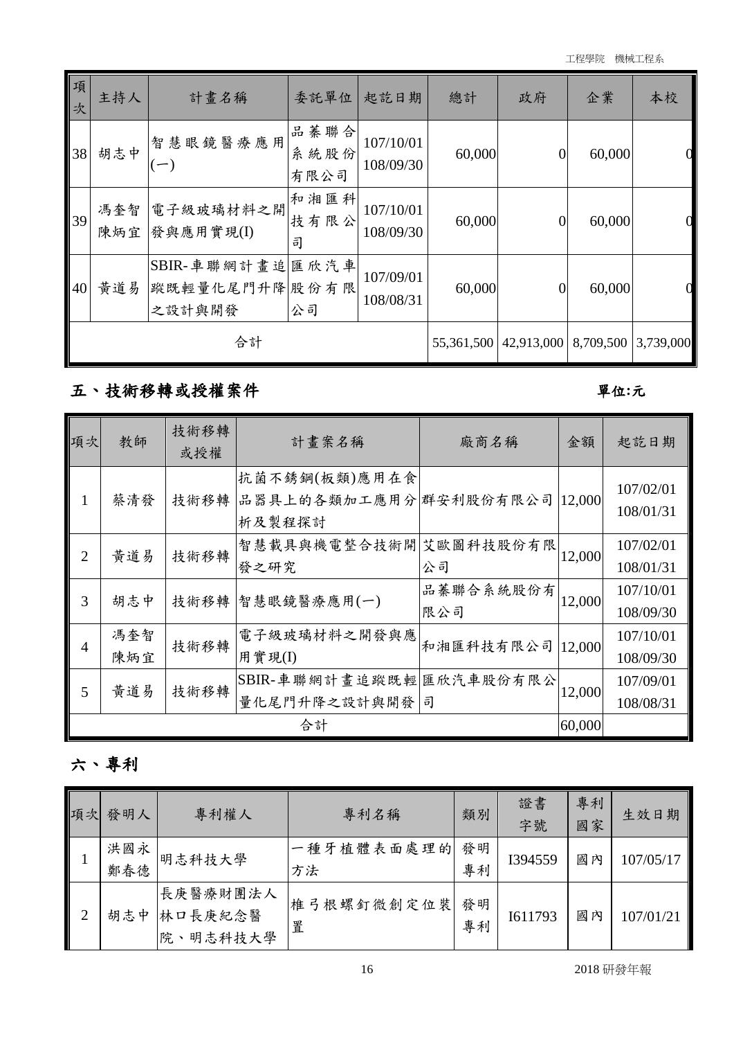| 項次 | 主持人 | 計畫名稱 | 委託單位 | 起訖日期 | 總計 | 政府 | 企業 | 本校 |
|---|---|---|---|---|---|---|---|---|
| 38 | 胡志中 | 智慧眼鏡醫療應用(一) | 品蓁聯合系統股份有限公司 | 107/10/01 108/09/30 | 60,000 | 0 | 60,000 | 0 |
| 39 | 馮奎智 陳炳宜 | 電子級玻璃材料之開發與應用實現(I) | 和湘匯科技有限公司 | 107/10/01 108/09/30 | 60,000 | 0 | 60,000 | 0 |
| 40 | 黃道易 | SBIR-車聯網計畫追蹤既輕量化尾門升降之設計與開發 | 匯欣汽車股份有限公司 | 107/09/01 108/08/31 | 60,000 | 0 | 60,000 | 0 |
| 合計 | | | | | 55,361,500 | 42,913,000 | 8,709,500 | 3,739,000 |

## 五、技術移轉或授權案件

單位:元

| 項次 | 教師 | 技術移轉或授權 | 計畫案名稱 | 廠商名稱 | 金額 | 起訖日期 |
|---|---|---|---|---|---|---|
| 1 | 蔡清發 | 技術移轉 | 抗菌不銹鋼(板類)應用在食品器具上的各類加工應用分析及製程探討 | 群安利股份有限公司 | 12,000 | 107/02/01 108/01/31 |
| 2 | 黃道易 | 技術移轉 | 智慧載具與機電整合技術開發之研究 | 艾歐圖科技股份有限公司 | 12,000 | 107/02/01 108/01/31 |
| 3 | 胡志中 | 技術移轉 | 智慧眼鏡醫療應用(一) | 品蓁聯合系統股份有限公司 | 12,000 | 107/10/01 108/09/30 |
| 4 | 馮奎智 陳炳宜 | 技術移轉 | 電子級玻璃材料之開發與應用實現(I) | 和湘匯科技有限公司 | 12,000 | 107/10/01 108/09/30 |
| 5 | 黃道易 | 技術移轉 | SBIR-車聯網計畫追蹤既輕量化尾門升降之設計與開發 | 匯欣汽車股份有限公司 | 12,000 | 107/09/01 108/08/31 |
| 合計 | | | | | 60,000 | |

## 六、專利

| 項次 | 發明人 | 專利權人 | 專利名稱 | 類別 | 證書字號 | 專利國家 | 生效日期 |
|---|---|---|---|---|---|---|---|
| 1 | 洪國永 鄭春德 | 明志科技大學 | 一種牙植體表面處理的方法 | 發明專利 | I394559 | 國內 | 107/05/17 |
| 2 | 胡志中 | 長庚醫療財團法人林口長庚紀念醫院、明志科技大學 | 椎弓根螺釘微創定位裝置 | 發明專利 | I611793 | 國內 | 107/01/21 |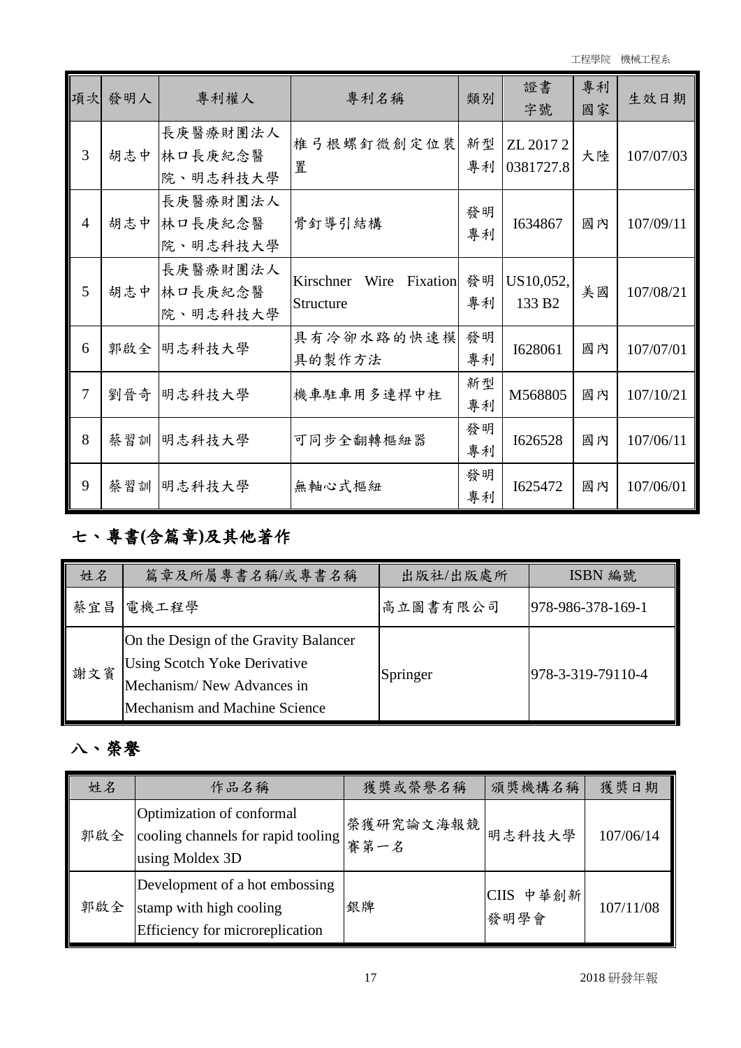| 項次 | 發明人 | 專利權人 | 專利名稱 | 類別 | 證書字號 | 專利國家 | 生效日期 |
|---|---|---|---|---|---|---|---|
| 3 | 胡志中 | 長庚醫療財團法人林口長庚紀念醫院、明志科技大學 | 椎弓根螺釘微創定位裝置 | 新型專利 | ZL 2017 2 0381727.8 | 大陸 | 107/07/03 |
| 4 | 胡志中 | 長庚醫療財團法人林口長庚紀念醫院、明志科技大學 | 骨釘導引結構 | 發明專利 | I634867 | 國內 | 107/09/11 |
| 5 | 胡志中 | 長庚醫療財團法人林口長庚紀念醫院、明志科技大學 | Kirschner Wire Fixation Structure | 發明專利 | US10,052,133 B2 | 美國 | 107/08/21 |
| 6 | 郭啟全 | 明志科技大學 | 具有冷卻水路的快速模具的製作方法 | 發明專利 | I628061 | 國內 | 107/07/01 |
| 7 | 劉晉奇 | 明志科技大學 | 機車駐車用多連桿中柱 | 新型專利 | M568805 | 國內 | 107/10/21 |
| 8 | 蔡習訓 | 明志科技大學 | 可同步全翻轉樞紐器 | 發明專利 | I626528 | 國內 | 107/06/11 |
| 9 | 蔡習訓 | 明志科技大學 | 無軸心式樞紐 | 發明專利 | I625472 | 國內 | 107/06/01 |

## 七、專書(含篇章)及其他著作

| 姓名 | 篇章及所屬專書名稱/或專書名稱 | 出版社/出版處所 | ISBN 編號 |
|---|---|---|---|
| 蔡宜昌 | 電機工程學 | 高立圖書有限公司 | 978-986-378-169-1 |
| 謝文賓 | On the Design of the Gravity Balancer Using Scotch Yoke Derivative Mechanism/ New Advances in Mechanism and Machine Science | Springer | 978-3-319-79110-4 |

## 八、榮譽

| 姓名 | 作品名稱 | 獲獎或榮譽名稱 | 頒獎機構名稱 | 獲獎日期 |
|---|---|---|---|---|
| 郭啟全 | Optimization of conformal cooling channels for rapid tooling using Moldex 3D | 榮獲研究論文海報競賽第一名 | 明志科技大學 | 107/06/14 |
| 郭啟全 | Development of a hot embossing stamp with high cooling Efficiency for microreplication | 銀牌 | CIIS 中華創新發明學會 | 107/11/08 |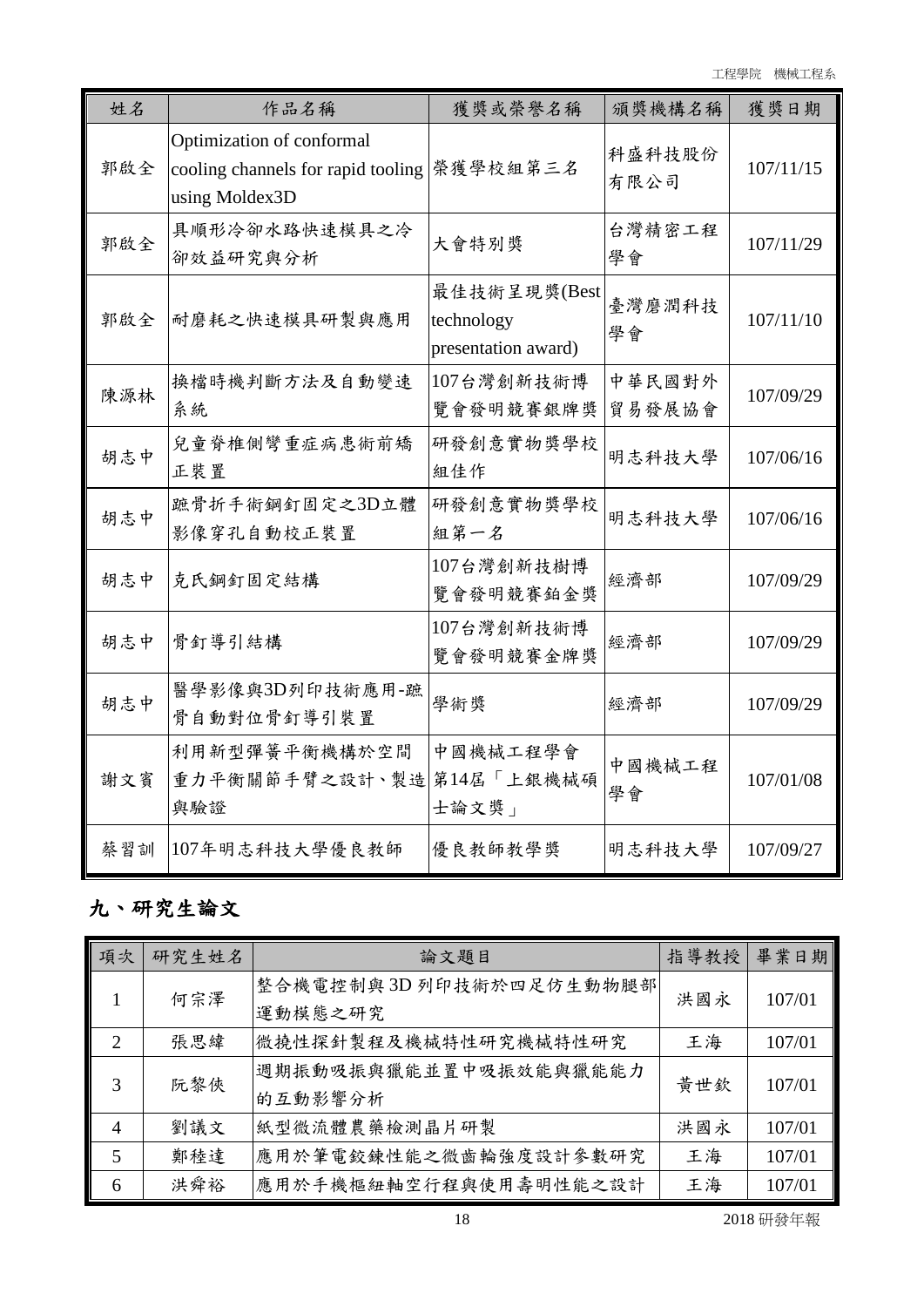| 姓名 | 作品名稱 | 獲獎或榮譽名稱 | 頒獎機構名稱 | 獲獎日期 |
|---|---|---|---|---|
| 郭啟全 | Optimization of conformal cooling channels for rapid tooling using Moldex3D | 榮獲學校組第三名 | 科盛科技股份有限公司 | 107/11/15 |
| 郭啟全 | 具順形冷卻水路快速模具之冷卻效益研究與分析 | 大會特別獎 | 台灣精密工程學會 | 107/11/29 |
| 郭啟全 | 耐磨耗之快速模具研製與應用 | 最佳技術呈現獎(Best technology presentation award) | 臺灣磨潤科技學會 | 107/11/10 |
| 陳源林 | 換檔時機判斷方法及自動變速系統 | 107台灣創新技術博覽會發明競賽銀牌獎 | 中華民國對外貿易發展協會 | 107/09/29 |
| 胡志中 | 兒童脊椎側彎重症病患術前矯正裝置 | 研發創意實物獎學校組佳作 | 明志科技大學 | 107/06/16 |
| 胡志中 | 蹠骨折手術鋼釘固定之3D立體影像穿孔自動校正裝置 | 研發創意實物獎學校組第一名 | 明志科技大學 | 107/06/16 |
| 胡志中 | 克氏鋼釘固定結構 | 107台灣創新技樹博覽會發明競賽鉑金獎 | 經濟部 | 107/09/29 |
| 胡志中 | 骨釘導引結構 | 107台灣創新技術博覽會發明競賽金牌獎 | 經濟部 | 107/09/29 |
| 胡志中 | 醫學影像與3D列印技術應用-蹠骨自動對位骨釘導引裝置 | 學術獎 | 經濟部 | 107/09/29 |
| 謝文賓 | 利用新型彈簧平衡機構於空間重力平衡關節手臂之設計、製造與驗證 | 中國機械工程學會第14屆「上銀機械碩士論文獎」 | 中國機械工程學會 | 107/01/08 |
| 蔡習訓 | 107年明志科技大學優良教師 | 優良教師教學獎 | 明志科技大學 | 107/09/27 |

## 九、研究生論文

| 項次 | 研究生姓名 | 論文題目 | 指導教授 | 畢業日期 |
|---|---|---|---|---|
| 1 | 何宗澤 | 整合機電控制與3D列印技術於四足仿生動物腿部運動模態之研究 | 洪國永 | 107/01 |
| 2 | 張思緯 | 微撓性探針製程及機械特性研究機械特性研究 | 王海 | 107/01 |
| 3 | 阮黎俠 | 週期振動吸振與獵能並置中吸振效能與獵能能力的互動影響分析 | 黃世欽 | 107/01 |
| 4 | 劉議文 | 紙型微流體農藥檢測晶片研製 | 洪國永 | 107/01 |
| 5 | 鄭稑達 | 應用於筆電鉸鍊性能之微齒輪強度設計參數研究 | 王海 | 107/01 |
| 6 | 洪舜裕 | 應用於手機樞紐軸空行程與使用壽明性能之設計 | 王海 | 107/01 |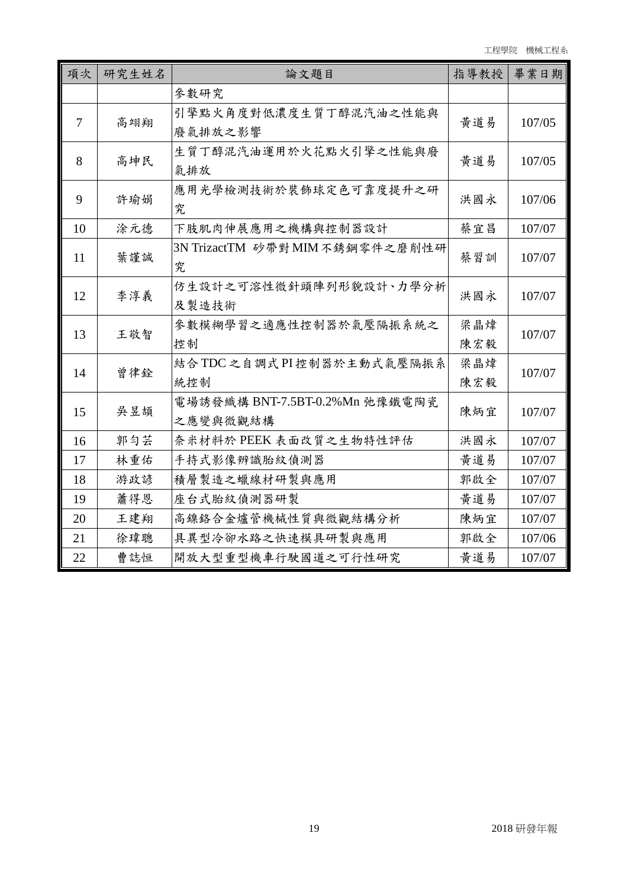| 項次 | 研究生姓名 | 論文題目 | 指導教授 | 畢業日期 |
|---|---|---|---|---|
| | | 參數研究 | | |
| 7 | 高翊翔 | 引擎點火角度對低濃度生質丁醇混汽油之性能與廢氣排放之影響 | 黃道易 | 107/05 |
| 8 | 高坤民 | 生質丁醇混汽油運用於火花點火引擎之性能與廢氣排放 | 黃道易 | 107/05 |
| 9 | 許瑜娟 | 應用光學檢測技術於裝飾球定色可靠度提升之研究 | 洪國永 | 107/06 |
| 10 | 涂元德 | 下肢肌肉伸展應用之機構與控制器設計 | 蔡宜昌 | 107/07 |
| 11 | 葉謹誠 | 3N TrizactTM 砂帶對 MIM 不銹鋼零件之磨削性研究 | 蔡習訓 | 107/07 |
| 12 | 李淳義 | 仿生設計之可溶性微針頭陣列形貌設計、力學分析及製造技術 | 洪國永 | 107/07 |
| 13 | 王敬智 | 參數模糊學習之適應性控制器於氣壓隔振系統之控制 | 梁晶煒<br>陳宏毅 | 107/07 |
| 14 | 曾律銓 | 結合 TDC 之自調式 PI 控制器於主動式氣壓隔振系統控制 | 梁晶煒<br>陳宏毅 | 107/07 |
| 15 | 吳昱頡 | 電場誘發織構 BNT-7.5BT-0.2%Mn 弛豫鐵電陶瓷之應變與微觀結構 | 陳炳宜 | 107/07 |
| 16 | 郭匀芸 | 奈米材料於 PEEK 表面改質之生物特性評估 | 洪國永 | 107/07 |
| 17 | 林重佑 | 手持式影像辨識胎紋偵測器 | 黃道易 | 107/07 |
| 18 | 游政諺 | 積層製造之蠟線材研製與應用 | 郭啟全 | 107/07 |
| 19 | 蕭得恩 | 座台式胎紋偵測器研製 | 黃道易 | 107/07 |
| 20 | 王建翔 | 高鎳鉻合金爐管機械性質與微觀結構分析 | 陳炳宜 | 107/07 |
| 21 | 徐瑋聰 | 具異型冷卻水路之快速模具研製與應用 | 郭啟全 | 107/06 |
| 22 | 曹誌恒 | 開放大型重型機車行駛國道之可行性研究 | 黃道易 | 107/07 |